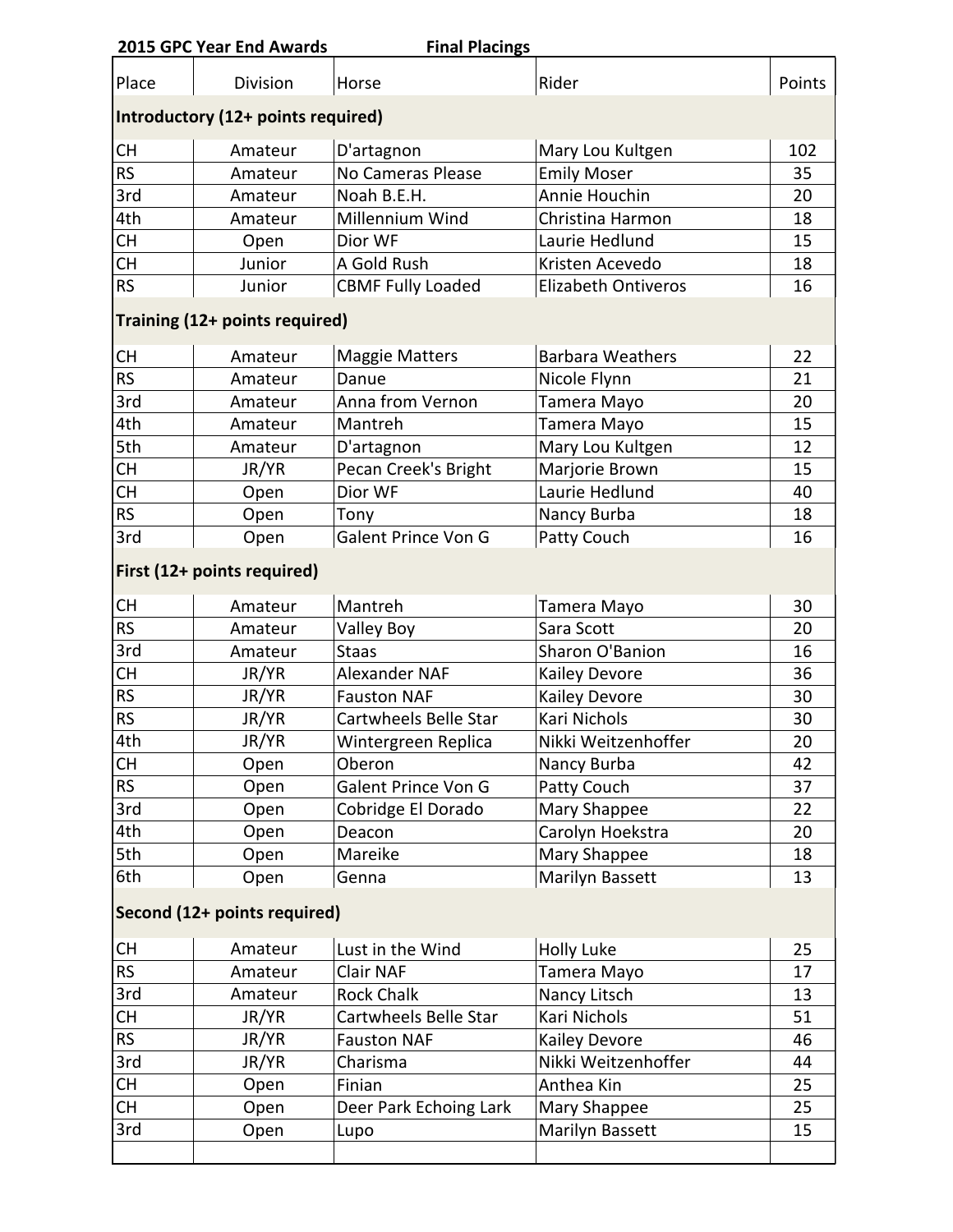**2015 GPC Year End Awards** **Final Placings**

| Place | Division | Horse | Rider | Points |
|---|---|---|---|---|
| **Introductory (12+ points required)** | | | | |
| CH | Amateur | D'artagnon | Mary Lou Kultgen | 102 |
| RS | Amateur | No Cameras Please | Emily Moser | 35 |
| 3rd | Amateur | Noah B.E.H. | Annie Houchin | 20 |
| 4th | Amateur | Millennium Wind | Christina Harmon | 18 |
| CH | Open | Dior WF | Laurie Hedlund | 15 |
| CH | Junior | A Gold Rush | Kristen Acevedo | 18 |
| RS | Junior | CBMF Fully Loaded | Elizabeth Ontiveros | 16 |
| **Training (12+ points required)** | | | | |
| CH | Amateur | Maggie Matters | Barbara Weathers | 22 |
| RS | Amateur | Danue | Nicole Flynn | 21 |
| 3rd | Amateur | Anna from Vernon | Tamera Mayo | 20 |
| 4th | Amateur | Mantreh | Tamera Mayo | 15 |
| 5th | Amateur | D'artagnon | Mary Lou Kultgen | 12 |
| CH | JR/YR | Pecan Creek's Bright | Marjorie Brown | 15 |
| CH | Open | Dior WF | Laurie Hedlund | 40 |
| RS | Open | Tony | Nancy Burba | 18 |
| 3rd | Open | Galent Prince Von G | Patty Couch | 16 |
| **First (12+ points required)** | | | | |
| CH | Amateur | Mantreh | Tamera Mayo | 30 |
| RS | Amateur | Valley Boy | Sara Scott | 20 |
| 3rd | Amateur | Staas | Sharon O'Banion | 16 |
| CH | JR/YR | Alexander NAF | Kailey Devore | 36 |
| RS | JR/YR | Fauston NAF | Kailey Devore | 30 |
| RS | JR/YR | Cartwheels Belle Star | Kari Nichols | 30 |
| 4th | JR/YR | Wintergreen Replica | Nikki Weitzenhoffer | 20 |
| CH | Open | Oberon | Nancy Burba | 42 |
| RS | Open | Galent Prince Von G | Patty Couch | 37 |
| 3rd | Open | Cobridge El Dorado | Mary Shappee | 22 |
| 4th | Open | Deacon | Carolyn Hoekstra | 20 |
| 5th | Open | Mareike | Mary Shappee | 18 |
| 6th | Open | Genna | Marilyn Bassett | 13 |
| **Second (12+ points required)** | | | | |
| CH | Amateur | Lust in the Wind | Holly Luke | 25 |
| RS | Amateur | Clair NAF | Tamera Mayo | 17 |
| 3rd | Amateur | Rock Chalk | Nancy Litsch | 13 |
| CH | JR/YR | Cartwheels Belle Star | Kari Nichols | 51 |
| RS | JR/YR | Fauston NAF | Kailey Devore | 46 |
| 3rd | JR/YR | Charisma | Nikki Weitzenhoffer | 44 |
| CH | Open | Finian | Anthea Kin | 25 |
| CH | Open | Deer Park Echoing Lark | Mary Shappee | 25 |
| 3rd | Open | Lupo | Marilyn Bassett | 15 |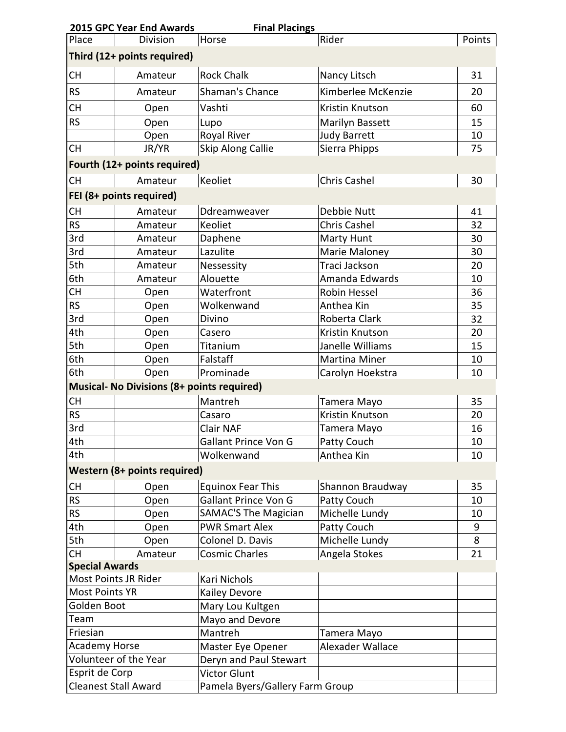**2015 GPC Year End Awards** **Final Placings**

| Place | Division | Horse | Rider | Points |
|---|---|---|---|---|
| **Third (12+ points required)** | | | | |
| CH | Amateur | Rock Chalk | Nancy Litsch | 31 |
| RS | Amateur | Shaman's Chance | Kimberlee McKenzie | 20 |
| CH | Open | Vashti | Kristin Knutson | 60 |
| RS | Open | Lupo | Marilyn Bassett | 15 |
| | Open | Royal River | Judy Barrett | 10 |
| CH | JR/YR | Skip Along Callie | Sierra Phipps | 75 |
| **Fourth (12+ points required)** | | | | |
| CH | Amateur | Keoliet | Chris Cashel | 30 |
| **FEI (8+ points required)** | | | | |
| CH | Amateur | Ddreamweaver | Debbie Nutt | 41 |
| RS | Amateur | Keoliet | Chris Cashel | 32 |
| 3rd | Amateur | Daphene | Marty Hunt | 30 |
| 3rd | Amateur | Lazulite | Marie Maloney | 30 |
| 5th | Amateur | Nessessity | Traci Jackson | 20 |
| 6th | Amateur | Alouette | Amanda Edwards | 10 |
| CH | Open | Waterfront | Robin Hessel | 36 |
| RS | Open | Wolkenwand | Anthea Kin | 35 |
| 3rd | Open | Divino | Roberta Clark | 32 |
| 4th | Open | Casero | Kristin Knutson | 20 |
| 5th | Open | Titanium | Janelle Williams | 15 |
| 6th | Open | Falstaff | Martina Miner | 10 |
| 6th | Open | Prominade | Carolyn Hoekstra | 10 |
| **Musical- No Divisions (8+ points required)** | | | | |
| CH | | Mantreh | Tamera Mayo | 35 |
| RS | | Casaro | Kristin Knutson | 20 |
| 3rd | | Clair NAF | Tamera Mayo | 16 |
| 4th | | Gallant Prince Von G | Patty Couch | 10 |
| 4th | | Wolkenwand | Anthea Kin | 10 |
| **Western (8+ points required)** | | | | |
| CH | Open | Equinox Fear This | Shannon Braudway | 35 |
| RS | Open | Gallant Prince Von G | Patty Couch | 10 |
| RS | Open | SAMAC'S The Magician | Michelle Lundy | 10 |
| 4th | Open | PWR Smart Alex | Patty Couch | 9 |
| 5th | Open | Colonel D. Davis | Michelle Lundy | 8 |
| CH | Amateur | Cosmic Charles | Angela Stokes | 21 |
| **Special Awards** | | | | |
| Most Points JR Rider | | Kari Nichols | | |
| Most Points YR | | Kailey Devore | | |
| Golden Boot | | Mary Lou Kultgen | | |
| Team | | Mayo and Devore | | |
| Friesian | | Mantreh | Tamera Mayo | |
| Academy Horse | | Master Eye Opener | Alexader Wallace | |
| Volunteer of the Year | | Deryn and Paul Stewart | | |
| Esprit de Corp | | Victor Glunt | | |
| Cleanest Stall Award | | Pamela Byers/Gallery Farm Group | | |